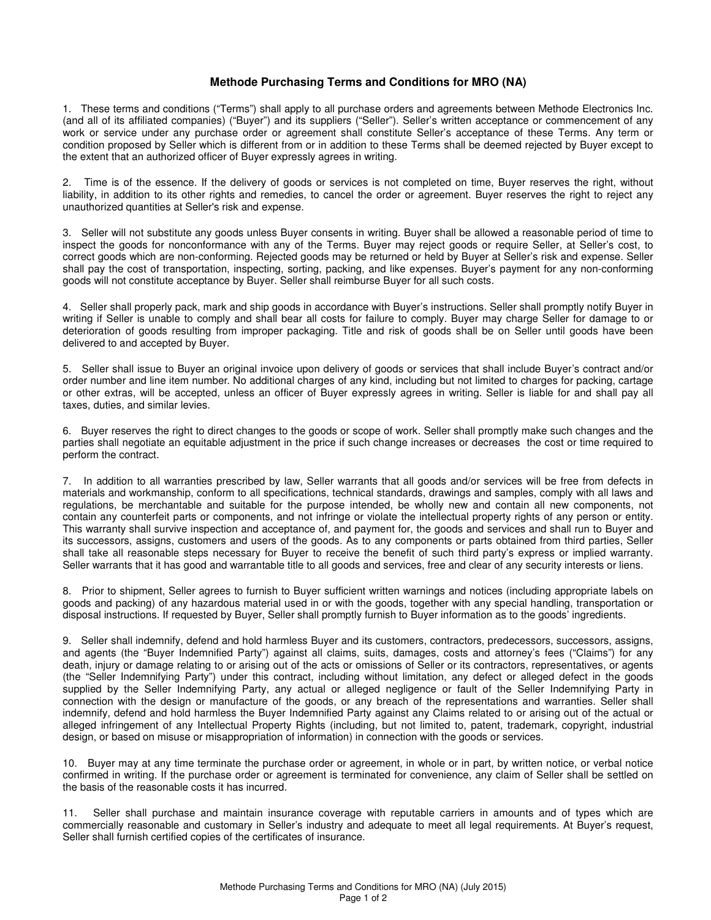## Methode Purchasing Terms and Conditions for MRO (NA)

1. These terms and conditions (“Terms”) shall apply to all purchase orders and agreements between Methode Electronics Inc. (and all of its affiliated companies) (“Buyer”) and its suppliers (“Seller”). Seller's written acceptance or commencement of any work or service under any purchase order or agreement shall constitute Seller's acceptance of these Terms. Any term or condition proposed by Seller which is different from or in addition to these Terms shall be deemed rejected by Buyer except to the extent that an authorized officer of Buyer expressly agrees in writing.

2. Time is of the essence. If the delivery of goods or services is not completed on time, Buyer reserves the right, without liability, in addition to its other rights and remedies, to cancel the order or agreement. Buyer reserves the right to reject any unauthorized quantities at Seller's risk and expense.

3. Seller will not substitute any goods unless Buyer consents in writing. Buyer shall be allowed a reasonable period of time to inspect the goods for nonconformance with any of the Terms. Buyer may reject goods or require Seller, at Seller's cost, to correct goods which are non-conforming. Rejected goods may be returned or held by Buyer at Seller's risk and expense. Seller shall pay the cost of transportation, inspecting, sorting, packing, and like expenses. Buyer's payment for any non-conforming goods will not constitute acceptance by Buyer. Seller shall reimburse Buyer for all such costs.

4. Seller shall properly pack, mark and ship goods in accordance with Buyer's instructions. Seller shall promptly notify Buyer in writing if Seller is unable to comply and shall bear all costs for failure to comply. Buyer may charge Seller for damage to or deterioration of goods resulting from improper packaging. Title and risk of goods shall be on Seller until goods have been delivered to and accepted by Buyer.

5. Seller shall issue to Buyer an original invoice upon delivery of goods or services that shall include Buyer's contract and/or order number and line item number. No additional charges of any kind, including but not limited to charges for packing, cartage or other extras, will be accepted, unless an officer of Buyer expressly agrees in writing. Seller is liable for and shall pay all taxes, duties, and similar levies.

6. Buyer reserves the right to direct changes to the goods or scope of work. Seller shall promptly make such changes and the parties shall negotiate an equitable adjustment in the price if such change increases or decreases the cost or time required to perform the contract.

7. In addition to all warranties prescribed by law, Seller warrants that all goods and/or services will be free from defects in materials and workmanship, conform to all specifications, technical standards, drawings and samples, comply with all laws and regulations, be merchantable and suitable for the purpose intended, be wholly new and contain all new components, not contain any counterfeit parts or components, and not infringe or violate the intellectual property rights of any person or entity. This warranty shall survive inspection and acceptance of, and payment for, the goods and services and shall run to Buyer and its successors, assigns, customers and users of the goods. As to any components or parts obtained from third parties, Seller shall take all reasonable steps necessary for Buyer to receive the benefit of such third party's express or implied warranty. Seller warrants that it has good and warrantable title to all goods and services, free and clear of any security interests or liens.

8. Prior to shipment, Seller agrees to furnish to Buyer sufficient written warnings and notices (including appropriate labels on goods and packing) of any hazardous material used in or with the goods, together with any special handling, transportation or disposal instructions. If requested by Buyer, Seller shall promptly furnish to Buyer information as to the goods' ingredients.

9. Seller shall indemnify, defend and hold harmless Buyer and its customers, contractors, predecessors, successors, assigns, and agents (the “Buyer Indemnified Party”) against all claims, suits, damages, costs and attorney's fees (“Claims”) for any death, injury or damage relating to or arising out of the acts or omissions of Seller or its contractors, representatives, or agents (the “Seller Indemnifying Party”) under this contract, including without limitation, any defect or alleged defect in the goods supplied by the Seller Indemnifying Party, any actual or alleged negligence or fault of the Seller Indemnifying Party in connection with the design or manufacture of the goods, or any breach of the representations and warranties. Seller shall indemnify, defend and hold harmless the Buyer Indemnified Party against any Claims related to or arising out of the actual or alleged infringement of any Intellectual Property Rights (including, but not limited to, patent, trademark, copyright, industrial design, or based on misuse or misappropriation of information) in connection with the goods or services.

10. Buyer may at any time terminate the purchase order or agreement, in whole or in part, by written notice, or verbal notice confirmed in writing. If the purchase order or agreement is terminated for convenience, any claim of Seller shall be settled on the basis of the reasonable costs it has incurred.

11. Seller shall purchase and maintain insurance coverage with reputable carriers in amounts and of types which are commercially reasonable and customary in Seller's industry and adequate to meet all legal requirements. At Buyer's request, Seller shall furnish certified copies of the certificates of insurance.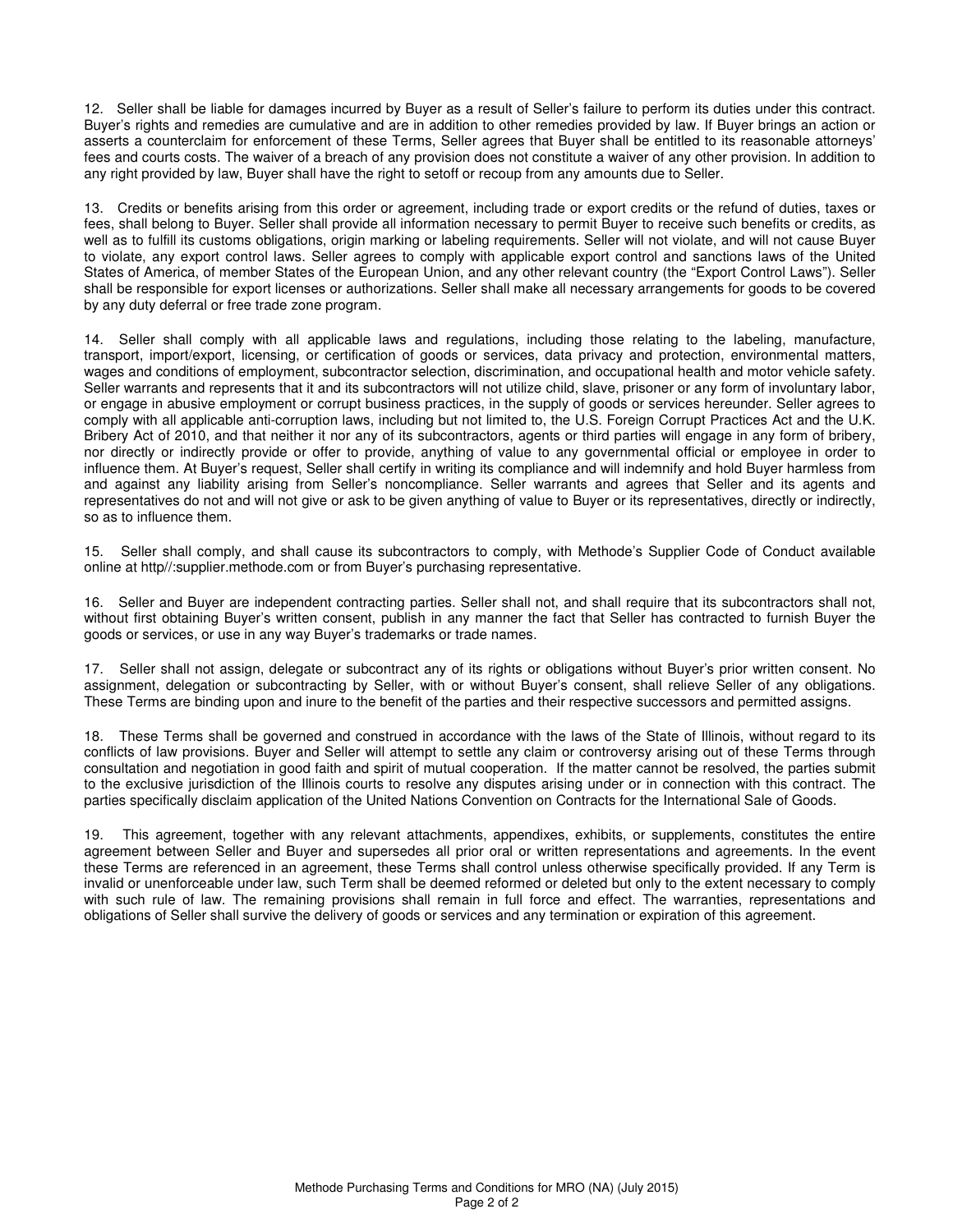12. Seller shall be liable for damages incurred by Buyer as a result of Seller's failure to perform its duties under this contract. Buyer's rights and remedies are cumulative and are in addition to other remedies provided by law. If Buyer brings an action or asserts a counterclaim for enforcement of these Terms, Seller agrees that Buyer shall be entitled to its reasonable attorneys' fees and courts costs. The waiver of a breach of any provision does not constitute a waiver of any other provision. In addition to any right provided by law, Buyer shall have the right to setoff or recoup from any amounts due to Seller.

13. Credits or benefits arising from this order or agreement, including trade or export credits or the refund of duties, taxes or fees, shall belong to Buyer. Seller shall provide all information necessary to permit Buyer to receive such benefits or credits, as well as to fulfill its customs obligations, origin marking or labeling requirements. Seller will not violate, and will not cause Buyer to violate, any export control laws. Seller agrees to comply with applicable export control and sanctions laws of the United States of America, of member States of the European Union, and any other relevant country (the "Export Control Laws"). Seller shall be responsible for export licenses or authorizations. Seller shall make all necessary arrangements for goods to be covered by any duty deferral or free trade zone program.

14. Seller shall comply with all applicable laws and regulations, including those relating to the labeling, manufacture, transport, import/export, licensing, or certification of goods or services, data privacy and protection, environmental matters, wages and conditions of employment, subcontractor selection, discrimination, and occupational health and motor vehicle safety. Seller warrants and represents that it and its subcontractors will not utilize child, slave, prisoner or any form of involuntary labor, or engage in abusive employment or corrupt business practices, in the supply of goods or services hereunder. Seller agrees to comply with all applicable anti-corruption laws, including but not limited to, the U.S. Foreign Corrupt Practices Act and the U.K. Bribery Act of 2010, and that neither it nor any of its subcontractors, agents or third parties will engage in any form of bribery, nor directly or indirectly provide or offer to provide, anything of value to any governmental official or employee in order to influence them. At Buyer's request, Seller shall certify in writing its compliance and will indemnify and hold Buyer harmless from and against any liability arising from Seller's noncompliance. Seller warrants and agrees that Seller and its agents and representatives do not and will not give or ask to be given anything of value to Buyer or its representatives, directly or indirectly, so as to influence them.

15. Seller shall comply, and shall cause its subcontractors to comply, with Methode's Supplier Code of Conduct available online at http//:supplier.methode.com or from Buyer's purchasing representative.

16. Seller and Buyer are independent contracting parties. Seller shall not, and shall require that its subcontractors shall not, without first obtaining Buyer's written consent, publish in any manner the fact that Seller has contracted to furnish Buyer the goods or services, or use in any way Buyer's trademarks or trade names.

17. Seller shall not assign, delegate or subcontract any of its rights or obligations without Buyer's prior written consent. No assignment, delegation or subcontracting by Seller, with or without Buyer's consent, shall relieve Seller of any obligations. These Terms are binding upon and inure to the benefit of the parties and their respective successors and permitted assigns.

18. These Terms shall be governed and construed in accordance with the laws of the State of Illinois, without regard to its conflicts of law provisions. Buyer and Seller will attempt to settle any claim or controversy arising out of these Terms through consultation and negotiation in good faith and spirit of mutual cooperation. If the matter cannot be resolved, the parties submit to the exclusive jurisdiction of the Illinois courts to resolve any disputes arising under or in connection with this contract. The parties specifically disclaim application of the United Nations Convention on Contracts for the International Sale of Goods.

19. This agreement, together with any relevant attachments, appendixes, exhibits, or supplements, constitutes the entire agreement between Seller and Buyer and supersedes all prior oral or written representations and agreements. In the event these Terms are referenced in an agreement, these Terms shall control unless otherwise specifically provided. If any Term is invalid or unenforceable under law, such Term shall be deemed reformed or deleted but only to the extent necessary to comply with such rule of law. The remaining provisions shall remain in full force and effect. The warranties, representations and obligations of Seller shall survive the delivery of goods or services and any termination or expiration of this agreement.